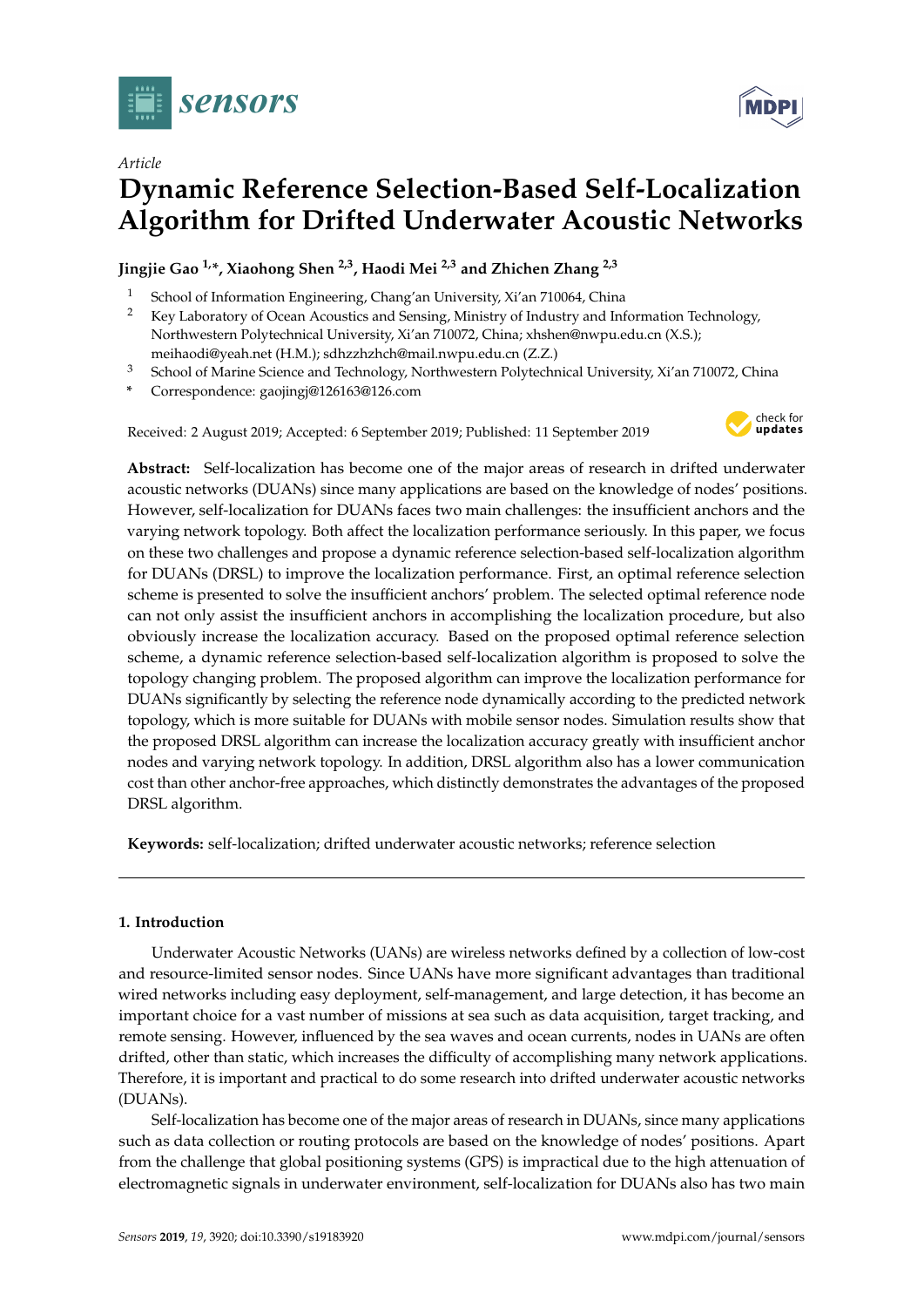*Article*

# Dynamic Reference Selection-Based Self-Localization Algorithm for Drifted Underwater Acoustic Networks

**Jingjie Gao [1,*], Xiaohong Shen [2,3], Haodi Mei [2,3] and Zhichen Zhang [2,3]**

[1] School of Information Engineering, Chang'an University, Xi'an 710064, China
[2] Key Laboratory of Ocean Acoustics and Sensing, Ministry of Industry and Information Technology, Northwestern Polytechnical University, Xi'an 710072, China; xhshen@nwpu.edu.cn (X.S.); meihaodi@yeah.net (H.M.); sdhzzhzhch@mail.nwpu.edu.cn (Z.Z.)
[3] School of Marine Science and Technology, Northwestern Polytechnical University, Xi'an 710072, China
\* Correspondence: gaojingj@126163@126.com

Received: 2 August 2019; Accepted: 6 September 2019; Published: 11 September 2019

**Abstract:** Self-localization has become one of the major areas of research in drifted underwater acoustic networks (DUANs) since many applications are based on the knowledge of nodes' positions. However, self-localization for DUANs faces two main challenges: the insufficient anchors and the varying network topology. Both affect the localization performance seriously. In this paper, we focus on these two challenges and propose a dynamic reference selection-based self-localization algorithm for DUANs (DRSL) to improve the localization performance. First, an optimal reference selection scheme is presented to solve the insufficient anchors' problem. The selected optimal reference node can not only assist the insufficient anchors in accomplishing the localization procedure, but also obviously increase the localization accuracy. Based on the proposed optimal reference selection scheme, a dynamic reference selection-based self-localization algorithm is proposed to solve the topology changing problem. The proposed algorithm can improve the localization performance for DUANs significantly by selecting the reference node dynamically according to the predicted network topology, which is more suitable for DUANs with mobile sensor nodes. Simulation results show that the proposed DRSL algorithm can increase the localization accuracy greatly with insufficient anchor nodes and varying network topology. In addition, DRSL algorithm also has a lower communication cost than other anchor-free approaches, which distinctly demonstrates the advantages of the proposed DRSL algorithm.

**Keywords:** self-localization; drifted underwater acoustic networks; reference selection

## 1. Introduction

Underwater Acoustic Networks (UANs) are wireless networks defined by a collection of low-cost and resource-limited sensor nodes. Since UANs have more significant advantages than traditional wired networks including easy deployment, self-management, and large detection, it has become an important choice for a vast number of missions at sea such as data acquisition, target tracking, and remote sensing. However, influenced by the sea waves and ocean currents, nodes in UANs are often drifted, other than static, which increases the difficulty of accomplishing many network applications. Therefore, it is important and practical to do some research into drifted underwater acoustic networks (DUANs).

Self-localization has become one of the major areas of research in DUANs, since many applications such as data collection or routing protocols are based on the knowledge of nodes' positions. Apart from the challenge that global positioning systems (GPS) is impractical due to the high attenuation of electromagnetic signals in underwater environment, self-localization for DUANs also has two main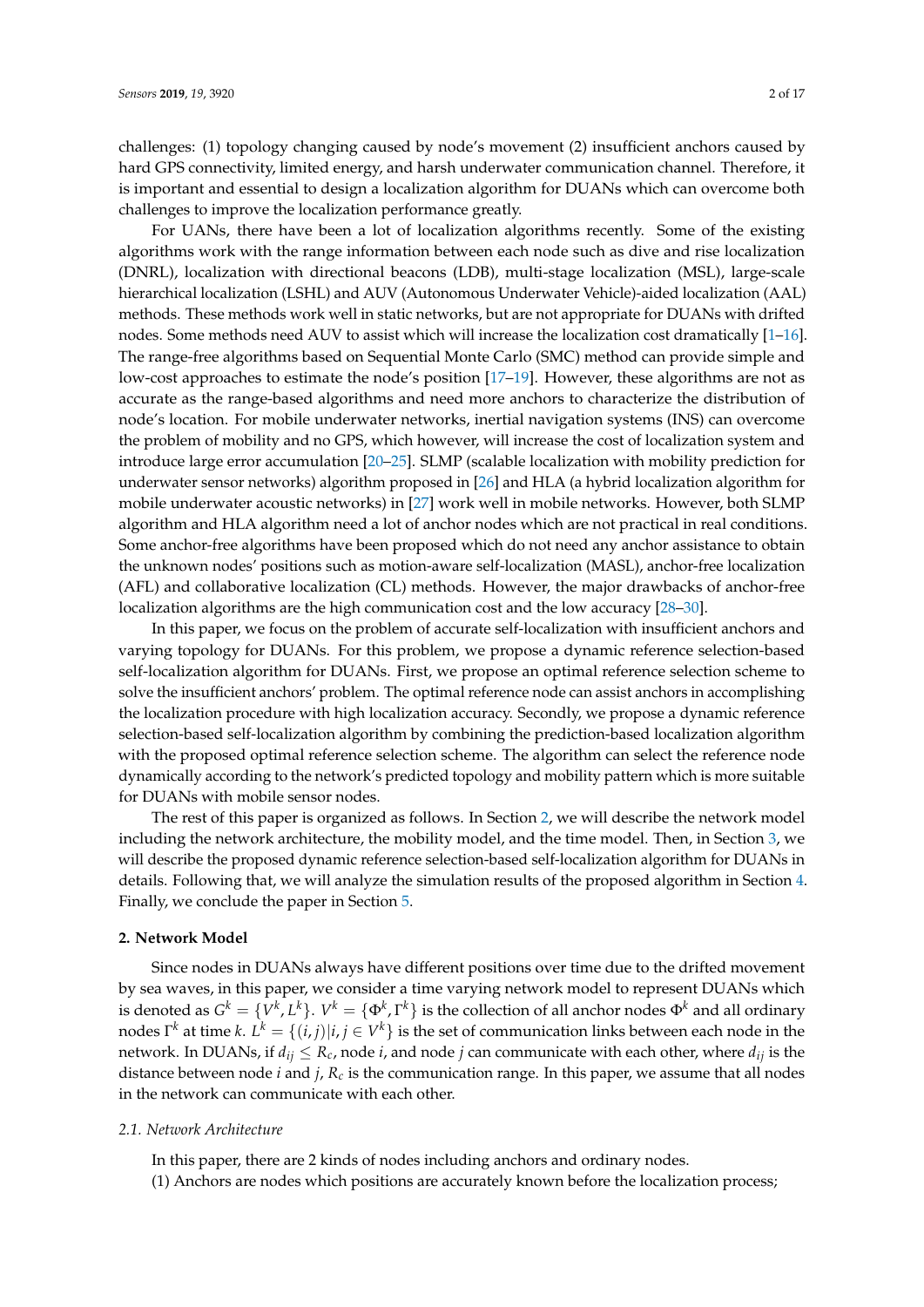challenges: (1) topology changing caused by node's movement (2) insufficient anchors caused by hard GPS connectivity, limited energy, and harsh underwater communication channel. Therefore, it is important and essential to design a localization algorithm for DUANs which can overcome both challenges to improve the localization performance greatly.

For UANs, there have been a lot of localization algorithms recently. Some of the existing algorithms work with the range information between each node such as dive and rise localization (DNRL), localization with directional beacons (LDB), multi-stage localization (MSL), large-scale hierarchical localization (LSHL) and AUV (Autonomous Underwater Vehicle)-aided localization (AAL) methods. These methods work well in static networks, but are not appropriate for DUANs with drifted nodes. Some methods need AUV to assist which will increase the localization cost dramatically [1–16]. The range-free algorithms based on Sequential Monte Carlo (SMC) method can provide simple and low-cost approaches to estimate the node's position [17–19]. However, these algorithms are not as accurate as the range-based algorithms and need more anchors to characterize the distribution of node's location. For mobile underwater networks, inertial navigation systems (INS) can overcome the problem of mobility and no GPS, which however, will increase the cost of localization system and introduce large error accumulation [20–25]. SLMP (scalable localization with mobility prediction for underwater sensor networks) algorithm proposed in [26] and HLA (a hybrid localization algorithm for mobile underwater acoustic networks) in [27] work well in mobile networks. However, both SLMP algorithm and HLA algorithm need a lot of anchor nodes which are not practical in real conditions. Some anchor-free algorithms have been proposed which do not need any anchor assistance to obtain the unknown nodes' positions such as motion-aware self-localization (MASL), anchor-free localization (AFL) and collaborative localization (CL) methods. However, the major drawbacks of anchor-free localization algorithms are the high communication cost and the low accuracy [28–30].

In this paper, we focus on the problem of accurate self-localization with insufficient anchors and varying topology for DUANs. For this problem, we propose a dynamic reference selection-based self-localization algorithm for DUANs. First, we propose an optimal reference selection scheme to solve the insufficient anchors' problem. The optimal reference node can assist anchors in accomplishing the localization procedure with high localization accuracy. Secondly, we propose a dynamic reference selection-based self-localization algorithm by combining the prediction-based localization algorithm with the proposed optimal reference selection scheme. The algorithm can select the reference node dynamically according to the network's predicted topology and mobility pattern which is more suitable for DUANs with mobile sensor nodes.

The rest of this paper is organized as follows. In Section 2, we will describe the network model including the network architecture, the mobility model, and the time model. Then, in Section 3, we will describe the proposed dynamic reference selection-based self-localization algorithm for DUANs in details. Following that, we will analyze the simulation results of the proposed algorithm in Section 4. Finally, we conclude the paper in Section 5.

## 2. Network Model

Since nodes in DUANs always have different positions over time due to the drifted movement by sea waves, in this paper, we consider a time varying network model to represent DUANs which is denoted as $G^k = \{V^k, L^k\}$. $V^k = \{\Phi^k, \Gamma^k\}$ is the collection of all anchor nodes $\Phi^k$ and all ordinary nodes $\Gamma^k$ at time $k$. $L^k = \{(i,j)|i,j \in V^k\}$ is the set of communication links between each node in the network. In DUANs, if $d_{ij} \leq R_c$, node $i$, and node $j$ can communicate with each other, where $d_{ij}$ is the distance between node $i$ and $j$, $R_c$ is the communication range. In this paper, we assume that all nodes in the network can communicate with each other.

### 2.1. Network Architecture

In this paper, there are 2 kinds of nodes including anchors and ordinary nodes.

(1) Anchors are nodes which positions are accurately known before the localization process;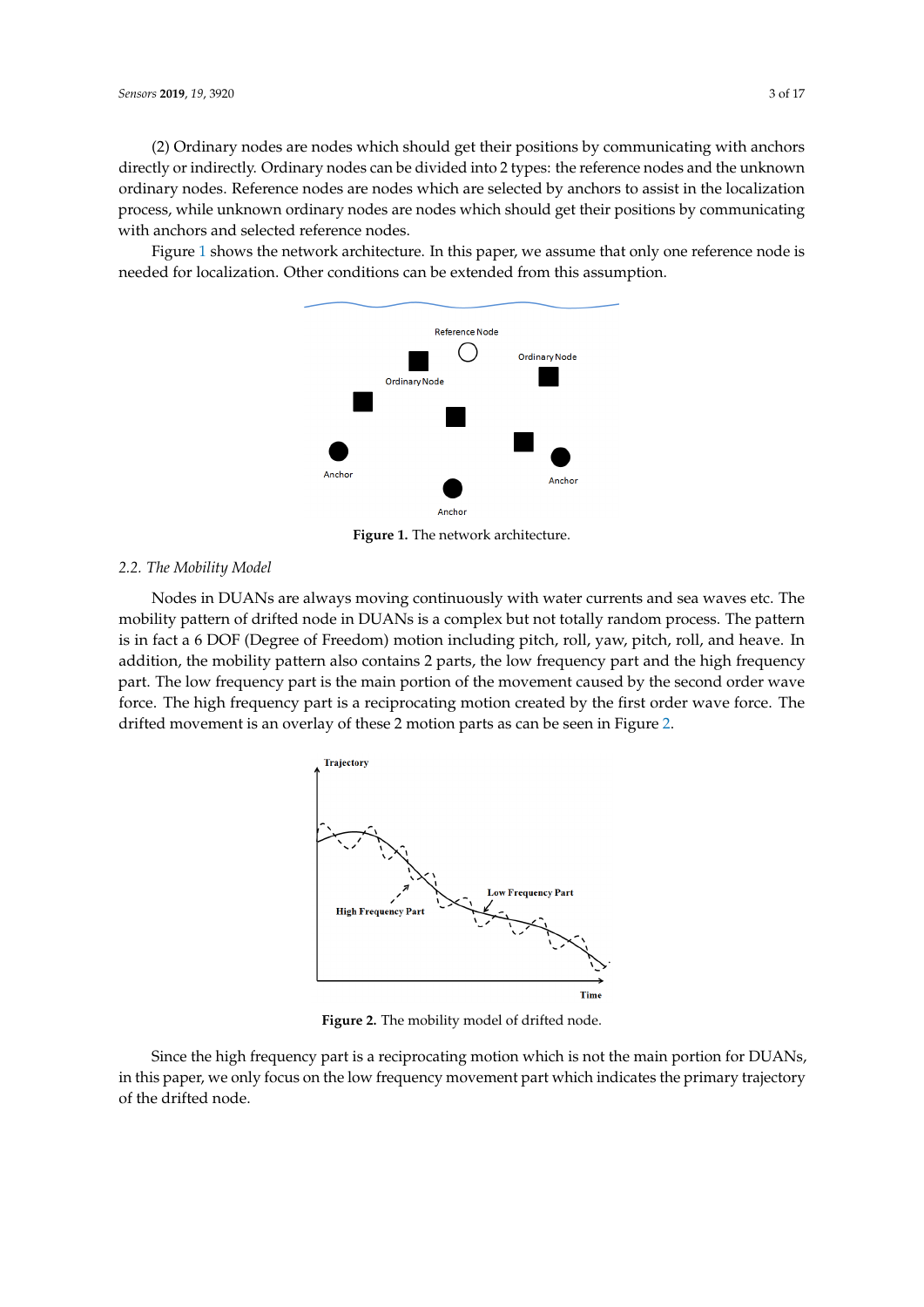(2) Ordinary nodes are nodes which should get their positions by communicating with anchors directly or indirectly. Ordinary nodes can be divided into 2 types: the reference nodes and the unknown ordinary nodes. Reference nodes are nodes which are selected by anchors to assist in the localization process, while unknown ordinary nodes are nodes which should get their positions by communicating with anchors and selected reference nodes.

Figure 1 shows the network architecture. In this paper, we assume that only one reference node is needed for localization. Other conditions can be extended from this assumption.

**Figure 1.** The network architecture.

### 2.2. The Mobility Model

Nodes in DUANs are always moving continuously with water currents and sea waves etc. The mobility pattern of drifted node in DUANs is a complex but not totally random process. The pattern is in fact a 6 DOF (Degree of Freedom) motion including pitch, roll, yaw, pitch, roll, and heave. In addition, the mobility pattern also contains 2 parts, the low frequency part and the high frequency part. The low frequency part is the main portion of the movement caused by the second order wave force. The high frequency part is a reciprocating motion created by the first order wave force. The drifted movement is an overlay of these 2 motion parts as can be seen in Figure 2.

**Figure 2.** The mobility model of drifted node.

Since the high frequency part is a reciprocating motion which is not the main portion for DUANs, in this paper, we only focus on the low frequency movement part which indicates the primary trajectory of the drifted node.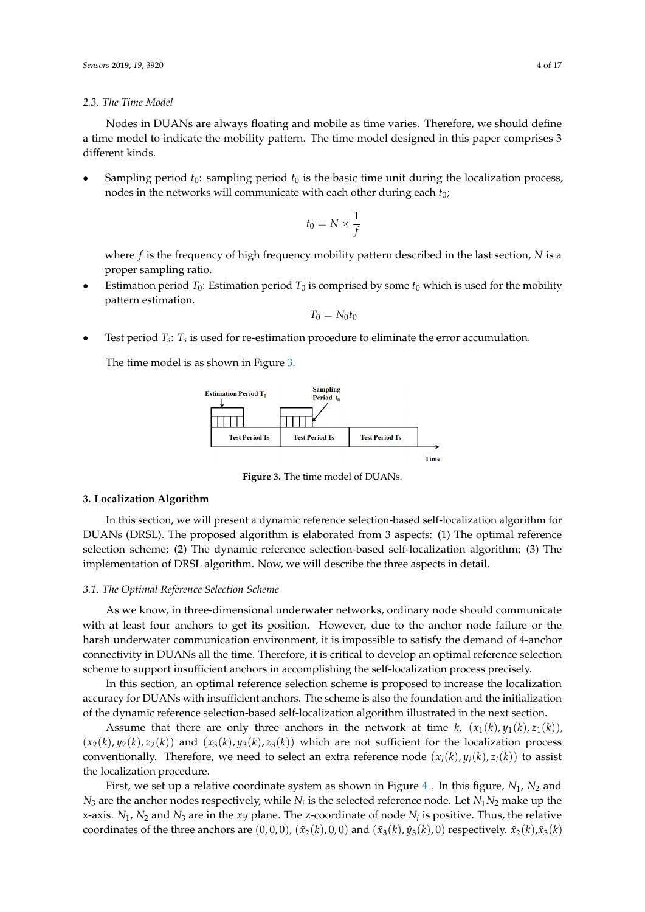### 2.3. The Time Model

Nodes in DUANs are always floating and mobile as time varies. Therefore, we should define a time model to indicate the mobility pattern. The time model designed in this paper comprises 3 different kinds.

- Sampling period $t_0$: sampling period $t_0$ is the basic time unit during the localization process, nodes in the networks will communicate with each other during each $t_0$;

$$t_0 = N \times \frac{1}{f}$$

  where $f$ is the frequency of high frequency mobility pattern described in the last section, $N$ is a proper sampling ratio.

- Estimation period $T_0$: Estimation period $T_0$ is comprised by some $t_0$ which is used for the mobility pattern estimation.

$$T_0 = N_0 t_0$$

- Test period $T_s$: $T_s$ is used for re-estimation procedure to eliminate the error accumulation.

The time model is as shown in Figure 3.

Figure 3. The time model of DUANs.

## 3. Localization Algorithm

In this section, we will present a dynamic reference selection-based self-localization algorithm for DUANs (DRSL). The proposed algorithm is elaborated from 3 aspects: (1) The optimal reference selection scheme; (2) The dynamic reference selection-based self-localization algorithm; (3) The implementation of DRSL algorithm. Now, we will describe the three aspects in detail.

### 3.1. The Optimal Reference Selection Scheme

As we know, in three-dimensional underwater networks, ordinary node should communicate with at least four anchors to get its position. However, due to the anchor node failure or the harsh underwater communication environment, it is impossible to satisfy the demand of 4-anchor connectivity in DUANs all the time. Therefore, it is critical to develop an optimal reference selection scheme to support insufficient anchors in accomplishing the self-localization process precisely.

In this section, an optimal reference selection scheme is proposed to increase the localization accuracy for DUANs with insufficient anchors. The scheme is also the foundation and the initialization of the dynamic reference selection-based self-localization algorithm illustrated in the next section.

Assume that there are only three anchors in the network at time $k$, $(x_1(k), y_1(k), z_1(k))$, $(x_2(k), y_2(k), z_2(k))$ and $(x_3(k), y_3(k), z_3(k))$ which are not sufficient for the localization process conventionally. Therefore, we need to select an extra reference node $(x_i(k), y_i(k), z_i(k))$ to assist the localization procedure.

First, we set up a relative coordinate system as shown in Figure 4 . In this figure, $N_1$, $N_2$ and $N_3$ are the anchor nodes respectively, while $N_i$ is the selected reference node. Let $N_1 N_2$ make up the x-axis. $N_1$, $N_2$ and $N_3$ are in the $xy$ plane. The z-coordinate of node $N_i$ is positive. Thus, the relative coordinates of the three anchors are $(0, 0, 0)$, $(\hat{x}_2(k), 0, 0)$ and $(\hat{x}_3(k), \hat{y}_3(k), 0)$ respectively. $\hat{x}_2(k)$,$\hat{x}_3(k)$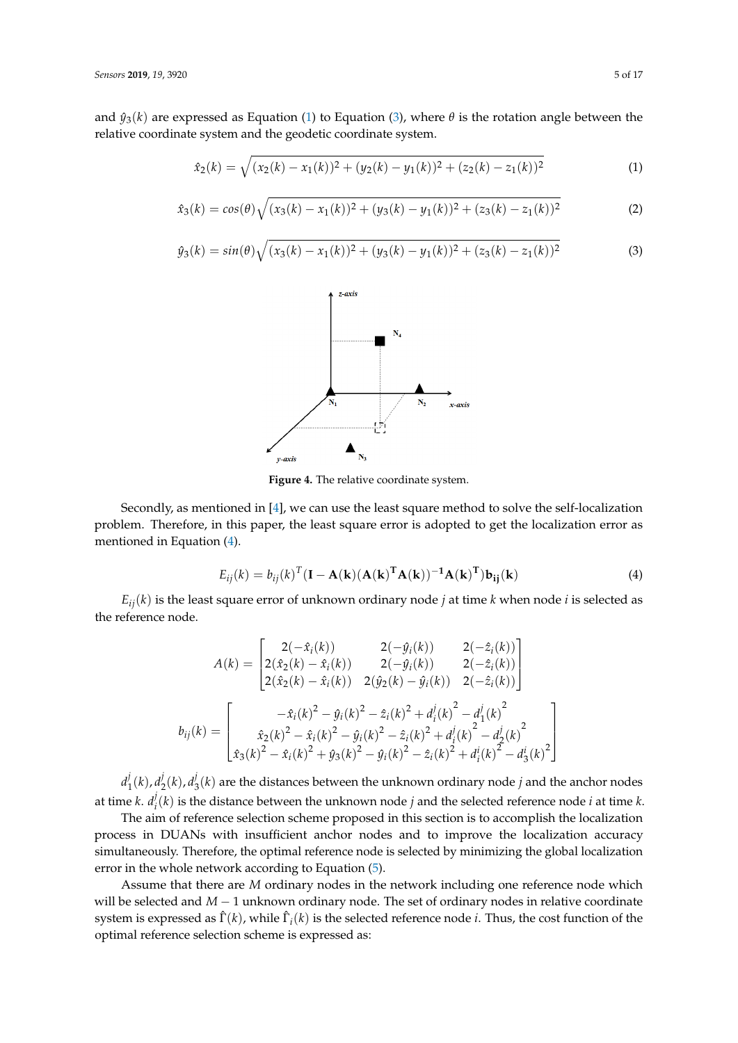and $\hat{y}_3(k)$ are expressed as Equation (1) to Equation (3), where $\theta$ is the rotation angle between the relative coordinate system and the geodetic coordinate system.

$$\hat{x}_2(k) = \sqrt{(x_2(k) - x_1(k))^2 + (y_2(k) - y_1(k))^2 + (z_2(k) - z_1(k))^2} \tag{1}$$

$$\hat{x}_3(k) = cos(\theta)\sqrt{(x_3(k) - x_1(k))^2 + (y_3(k) - y_1(k))^2 + (z_3(k) - z_1(k))^2} \tag{2}$$

$$\hat{y}_3(k) = sin(\theta)\sqrt{(x_3(k) - x_1(k))^2 + (y_3(k) - y_1(k))^2 + (z_3(k) - z_1(k))^2} \tag{3}$$

**Figure 4.** The relative coordinate system.

Secondly, as mentioned in [4], we can use the least square method to solve the self-localization problem. Therefore, in this paper, the least square error is adopted to get the localization error as mentioned in Equation (4).

$$E_{ij}(k) = b_{ij}(k)^T(\mathbf{I} - \mathbf{A(k)}(\mathbf{A(k)^T A(k)})^{-1}\mathbf{A(k)^T})\mathbf{b_{ij}(k)} \tag{4}$$

$E_{ij}(k)$ is the least square error of unknown ordinary node $j$ at time $k$ when node $i$ is selected as the reference node.

$$A(k) = \begin{bmatrix} 2(-\hat{x}_i(k)) & 2(-\hat{y}_i(k)) & 2(-\hat{z}_i(k)) \\ 2(\hat{x}_2(k) - \hat{x}_i(k)) & 2(-\hat{y}_i(k)) & 2(-\hat{z}_i(k)) \\ 2(\hat{x}_2(k) - \hat{x}_i(k)) & 2(\hat{y}_2(k) - \hat{y}_i(k)) & 2(-\hat{z}_i(k)) \end{bmatrix}$$

$$b_{ij}(k) = \begin{bmatrix} -\hat{x}_i(k)^2 - \hat{y}_i(k)^2 - \hat{z}_i(k)^2 + d_i^j(k)^2 - d_1^j(k)^2 \\ \hat{x}_2(k)^2 - \hat{x}_i(k)^2 - \hat{y}_i(k)^2 - \hat{z}_i(k)^2 + d_i^j(k)^2 - d_2^j(k)^2 \\ \hat{x}_3(k)^2 - \hat{x}_i(k)^2 + \hat{y}_3(k)^2 - \hat{y}_i(k)^2 - \hat{z}_i(k)^2 + d_i^i(k)^2 - d_3^i(k)^2 \end{bmatrix}$$

$d_1^j(k), d_2^j(k), d_3^j(k)$ are the distances between the unknown ordinary node $j$ and the anchor nodes at time $k$. $d_i^j(k)$ is the distance between the unknown node $j$ and the selected reference node $i$ at time $k$.

The aim of reference selection scheme proposed in this section is to accomplish the localization process in DUANs with insufficient anchor nodes and to improve the localization accuracy simultaneously. Therefore, the optimal reference node is selected by minimizing the global localization error in the whole network according to Equation (5).

Assume that there are $M$ ordinary nodes in the network including one reference node which will be selected and $M-1$ unknown ordinary node. The set of ordinary nodes in relative coordinate system is expressed as $\hat{\Gamma}(k)$, while $\hat{\Gamma}_i(k)$ is the selected reference node $i$. Thus, the cost function of the optimal reference selection scheme is expressed as: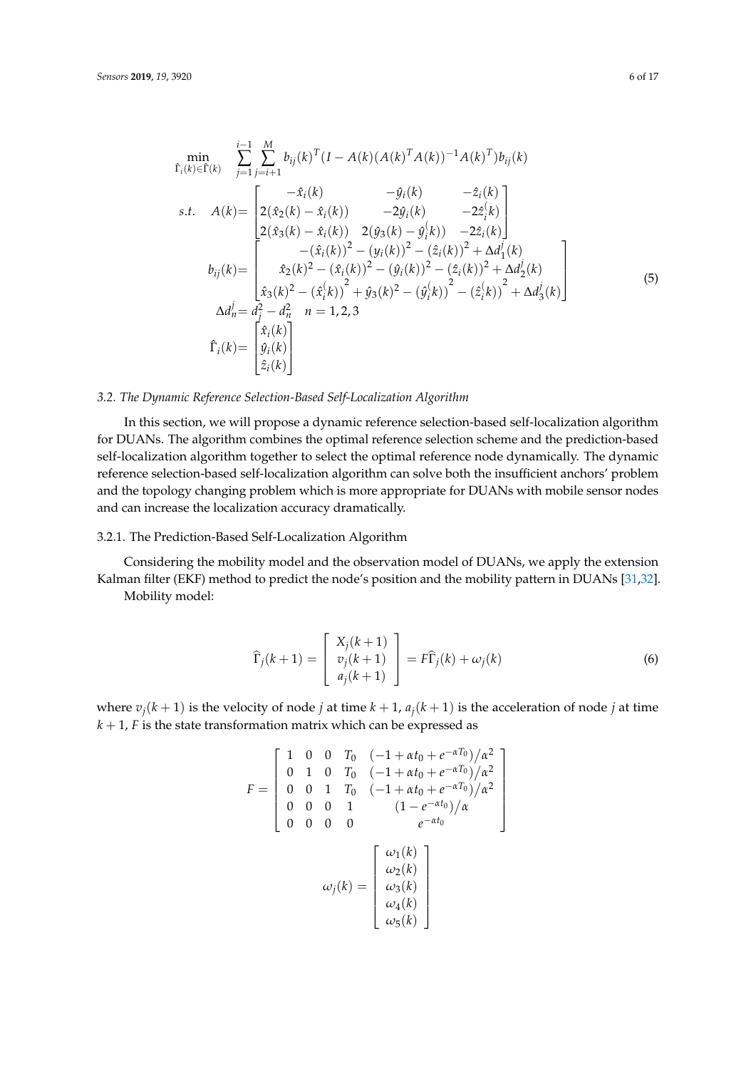$$
\begin{aligned}
\min_{\hat{\Gamma}_i(k)\in\hat{\Gamma}(k)} \quad & \sum_{j=1}^{i-1}\sum_{j=i+1}^{M} b_{ij}(k)^T(I - A(k)(A(k)^T A(k))^{-1}A(k)^T)b_{ij}(k) \\
s.t. \quad A(k) = & \begin{bmatrix} -\hat{x}_i(k) & -\hat{y}_i(k) & -\hat{z}_i(k) \\ 2(\hat{x}_2(k) - \hat{x}_i(k)) & -2\hat{y}_i(k) & -2\hat{z}_i^(k) \\ 2(\hat{x}_3(k) - \hat{x}_i(k)) & 2(\hat{y}_3(k) - \hat{y}_i^(k)) & -2\hat{z}_i(k) \end{bmatrix} \\
b_{ij}(k) = & \begin{bmatrix} -(\hat{x}_i(k))^2 - (y_i(k))^2 - (\hat{z}_i(k))^2 + \Delta d_1^j(k) \\ \hat{x}_2(k)^2 - (\hat{x}_i(k))^2 - (\hat{y}_i(k))^2 - (\hat{z}_i(k))^2 + \Delta d_2^j(k) \\ \hat{x}_3(k)^2 - (\hat{x}_i^(k))^2 + \hat{y}_3(k)^2 - (\hat{y}_i^(k))^2 - (\hat{z}_i^(k))^2 + \Delta d_3^j(k) \end{bmatrix} \\
\Delta d_n^j = & \, d_j^2 - d_n^2 \quad n = 1,2,3 \\
\hat{\Gamma}_i(k) = & \begin{bmatrix} \hat{x}_i(k) \\ \hat{y}_i(k) \\ \hat{z}_i(k) \end{bmatrix}
\end{aligned}
\tag{5}
$$

### 3.2. The Dynamic Reference Selection-Based Self-Localization Algorithm

In this section, we will propose a dynamic reference selection-based self-localization algorithm for DUANs. The algorithm combines the optimal reference selection scheme and the prediction-based self-localization algorithm together to select the optimal reference node dynamically. The dynamic reference selection-based self-localization algorithm can solve both the insufficient anchors' problem and the topology changing problem which is more appropriate for DUANs with mobile sensor nodes and can increase the localization accuracy dramatically.

#### 3.2.1. The Prediction-Based Self-Localization Algorithm

Considering the mobility model and the observation model of DUANs, we apply the extension Kalman filter (EKF) method to predict the node's position and the mobility pattern in DUANs [31,32].

Mobility model:

$$
\widehat{\Gamma}_j(k+1) = \begin{bmatrix} X_j(k+1) \\ v_j(k+1) \\ a_j(k+1) \end{bmatrix} = F\widehat{\Gamma}_j(k) + \omega_j(k) \tag{6}
$$

where $v_j(k+1)$ is the velocity of node $j$ at time $k+1$, $a_j(k+1)$ is the acceleration of node $j$ at time $k+1$, $F$ is the state transformation matrix which can be expressed as

$$
F = \begin{bmatrix} 1 & 0 & 0 & T_0 & (-1 + \alpha t_0 + e^{-\alpha T_0})/\alpha^2 \\ 0 & 1 & 0 & T_0 & (-1 + \alpha t_0 + e^{-\alpha T_0})/\alpha^2 \\ 0 & 0 & 1 & T_0 & (-1 + \alpha t_0 + e^{-\alpha T_0})/\alpha^2 \\ 0 & 0 & 0 & 1 & (1 - e^{-\alpha t_0})/\alpha \\ 0 & 0 & 0 & 0 & e^{-\alpha t_0} \end{bmatrix}
$$

$$
\omega_j(k) = \begin{bmatrix} \omega_1(k) \\ \omega_2(k) \\ \omega_3(k) \\ \omega_4(k) \\ \omega_5(k) \end{bmatrix}
$$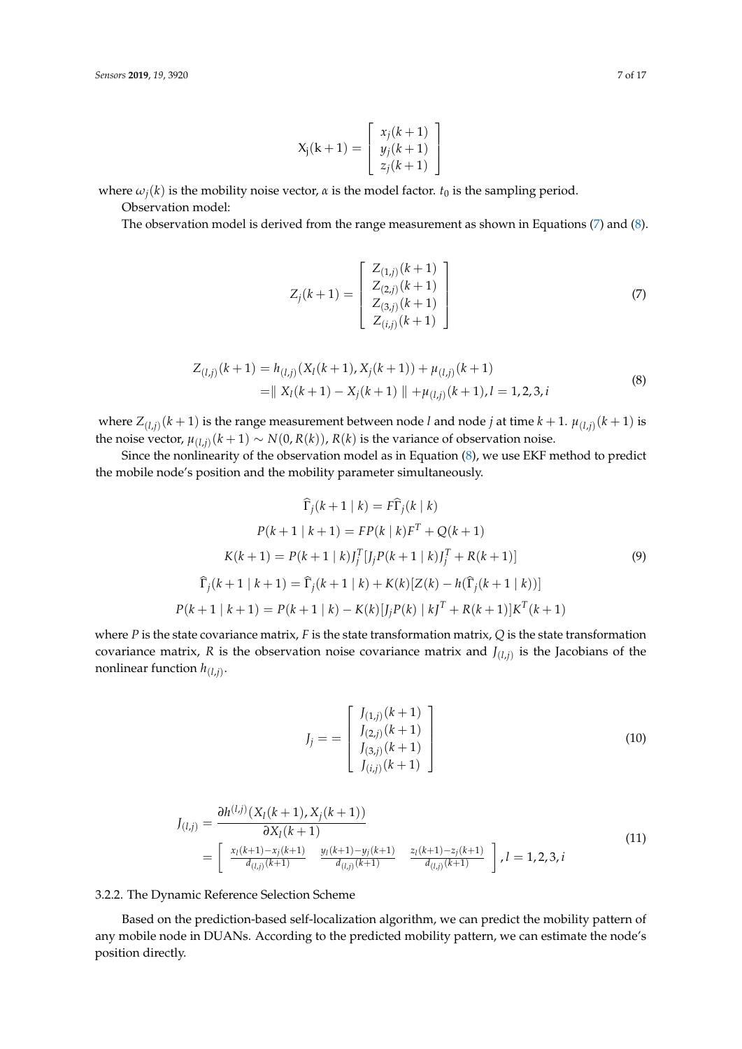$$
\mathrm{X_j(k+1)} = \begin{bmatrix} x_j(k+1) \\ y_j(k+1) \\ z_j(k+1) \end{bmatrix}
$$

where $\omega_j(k)$ is the mobility noise vector, $\alpha$ is the model factor. $t_0$ is the sampling period.

Observation model:

The observation model is derived from the range measurement as shown in Equations (7) and (8).

$$
Z_j(k+1) = \begin{bmatrix} Z_{(1,j)}(k+1) \\ Z_{(2,j)}(k+1) \\ Z_{(3,j)}(k+1) \\ Z_{(i,j)}(k+1) \end{bmatrix} \tag{7}
$$

$$
\begin{aligned}
Z_{(l,j)}(k+1) &= h_{(l,j)}(X_l(k+1), X_j(k+1)) + \mu_{(l,j)}(k+1) \\
&= \parallel X_l(k+1) - X_j(k+1) \parallel + \mu_{(l,j)}(k+1), l = 1,2,3,i
\end{aligned} \tag{8}
$$

where $Z_{(l,j)}(k+1)$ is the range measurement between node $l$ and node $j$ at time $k+1$. $\mu_{(l,j)}(k+1)$ is the noise vector, $\mu_{(l,j)}(k+1) \sim N(0, R(k))$, $R(k)$ is the variance of observation noise.

Since the nonlinearity of the observation model as in Equation (8), we use EKF method to predict the mobile node's position and the mobility parameter simultaneously.

$$
\begin{aligned}
\widehat{\Gamma}_j(k+1 \mid k) &= F\widehat{\Gamma}_j(k \mid k) \\
P(k+1 \mid k+1) &= FP(k \mid k)F^T + Q(k+1) \\
K(k+1) &= P(k+1 \mid k)J_j^T[J_jP(k+1 \mid k)J_j^T + R(k+1)] \\
\widehat{\Gamma}_j(k+1 \mid k+1) &= \widehat{\Gamma}_j(k+1 \mid k) + K(k)[Z(k) - h(\widehat{\Gamma}_j(k+1 \mid k))] \\
P(k+1 \mid k+1) &= P(k+1 \mid k) - K(k)[J_jP(k) \mid kJ^T + R(k+1)]K^T(k+1)
\end{aligned} \tag{9}
$$

where $P$ is the state covariance matrix, $F$ is the state transformation matrix, $Q$ is the state transformation covariance matrix, $R$ is the observation noise covariance matrix and $J_{(l,j)}$ is the Jacobians of the nonlinear function $h_{(l,j)}$.

$$
J_j = = \begin{bmatrix} J_{(1,j)}(k+1) \\ J_{(2,j)}(k+1) \\ J_{(3,j)}(k+1) \\ J_{(i,j)}(k+1) \end{bmatrix} \tag{10}
$$

$$
\begin{aligned}
J_{(l,j)} &= \frac{\partial h^{(l,j)}(X_l(k+1), X_j(k+1))}{\partial X_l(k+1)} \\
&= \begin{bmatrix} \frac{x_l(k+1) - x_j(k+1)}{d_{(l,j)}(k+1)} & \frac{y_l(k+1) - y_j(k+1)}{d_{(l,j)}(k+1)} & \frac{z_l(k+1) - z_j(k+1)}{d_{(l,j)}(k+1)} \end{bmatrix}, l = 1,2,3,i
\end{aligned} \tag{11}
$$

### 3.2.2. The Dynamic Reference Selection Scheme

Based on the prediction-based self-localization algorithm, we can predict the mobility pattern of any mobile node in DUANs. According to the predicted mobility pattern, we can estimate the node's position directly.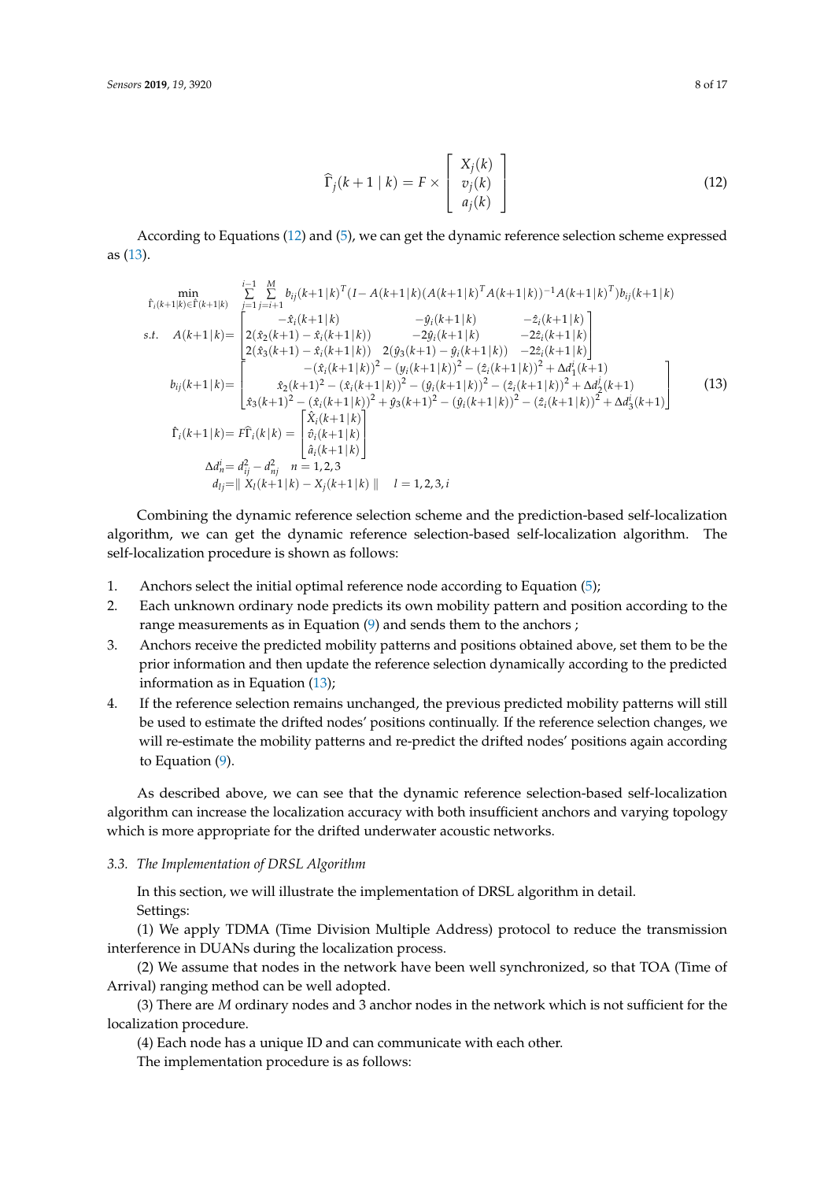$$\widehat{\Gamma}_j(k+1 \mid k) = F \times \begin{bmatrix} X_j(k) \\ v_j(k) \\ a_j(k) \end{bmatrix} \tag{12}$$

According to Equations (12) and (5), we can get the dynamic reference selection scheme expressed as (13).

$$\begin{aligned}
\min_{\hat{\Gamma}_i(k+1|k) \in \hat{\Gamma}(k+1|k)} \quad & \sum_{j=1}^{i-1} \sum_{j=i+1}^{M} b_{ij}(k+1|k)^T (I - A(k+1|k)(A(k+1|k)^T A(k+1|k))^{-1} A(k+1|k)^T) b_{ij}(k+1|k) \\
s.t. \quad A(k+1|k) = & \begin{bmatrix} -\hat{x}_i(k+1|k) & -\hat{y}_i(k+1|k) & -\hat{z}_i(k+1|k) \\ 2(\hat{x}_2(k+1) - \hat{x}_i(k+1|k)) & -2\hat{y}_i(k+1|k) & -2\hat{z}_i(k+1|k) \\ 2(\hat{x}_3(k+1) - \hat{x}_i(k+1|k)) & 2(\hat{y}_3(k+1) - \hat{y}_i(k+1|k)) & -2\hat{z}_i(k+1|k) \end{bmatrix} \\
b_{ij}(k+1|k) = & \begin{bmatrix} -(\hat{x}_i(k+1|k))^2 - (y_i(k+1|k))^2 - (\hat{z}_i(k+1|k))^2 + \Delta d_1^i(k+1) \\ \hat{x}_2(k+1)^2 - (\hat{x}_i(k+1|k))^2 - (\hat{y}_i(k+1|k))^2 - (\hat{z}_i(k+1|k))^2 + \Delta d_2^j(k+1) \\ \hat{x}_3(k+1)^2 - (\hat{x}_i(k+1|k))^2 + \hat{y}_3(k+1)^2 - (\hat{y}_i(k+1|k))^2 - (\hat{z}_i(k+1|k))^2 + \Delta d_3^i(k+1) \end{bmatrix} \\
\hat{\Gamma}_i(k+1|k) = & F\widehat{\Gamma}_i(k|k) = \begin{bmatrix} \hat{X}_i(k+1|k) \\ \hat{v}_i(k+1|k) \\ \hat{a}_i(k+1|k) \end{bmatrix} \\
\Delta d_n^i = & d_{ij}^2 - d_{nj}^2 \quad n = 1,2,3 \\
d_{lj} = & \| X_l(k+1|k) - X_j(k+1|k) \| \quad l = 1,2,3,i
\end{aligned} \tag{13}$$

Combining the dynamic reference selection scheme and the prediction-based self-localization algorithm, we can get the dynamic reference selection-based self-localization algorithm. The self-localization procedure is shown as follows:

1. Anchors select the initial optimal reference node according to Equation (5);
2. Each unknown ordinary node predicts its own mobility pattern and position according to the range measurements as in Equation (9) and sends them to the anchors ;
3. Anchors receive the predicted mobility patterns and positions obtained above, set them to be the prior information and then update the reference selection dynamically according to the predicted information as in Equation (13);
4. If the reference selection remains unchanged, the previous predicted mobility patterns will still be used to estimate the drifted nodes' positions continually. If the reference selection changes, we will re-estimate the mobility patterns and re-predict the drifted nodes' positions again according to Equation (9).

As described above, we can see that the dynamic reference selection-based self-localization algorithm can increase the localization accuracy with both insufficient anchors and varying topology which is more appropriate for the drifted underwater acoustic networks.

### 3.3. The Implementation of DRSL Algorithm

In this section, we will illustrate the implementation of DRSL algorithm in detail.

Settings:

(1) We apply TDMA (Time Division Multiple Address) protocol to reduce the transmission interference in DUANs during the localization process.

(2) We assume that nodes in the network have been well synchronized, so that TOA (Time of Arrival) ranging method can be well adopted.

(3) There are $M$ ordinary nodes and 3 anchor nodes in the network which is not sufficient for the localization procedure.

(4) Each node has a unique ID and can communicate with each other.

The implementation procedure is as follows: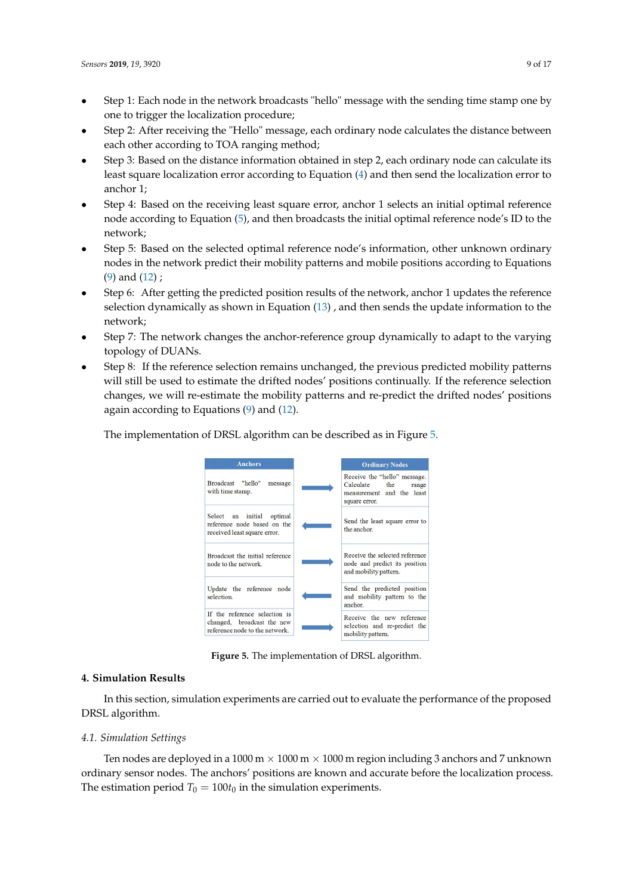- Step 1: Each node in the network broadcasts "hello" message with the sending time stamp one by one to trigger the localization procedure;
- Step 2: After receiving the "Hello" message, each ordinary node calculates the distance between each other according to TOA ranging method;
- Step 3: Based on the distance information obtained in step 2, each ordinary node can calculate its least square localization error according to Equation (4) and then send the localization error to anchor 1;
- Step 4: Based on the receiving least square error, anchor 1 selects an initial optimal reference node according to Equation (5), and then broadcasts the initial optimal reference node's ID to the network;
- Step 5: Based on the selected optimal reference node's information, other unknown ordinary nodes in the network predict their mobility patterns and mobile positions according to Equations (9) and (12) ;
- Step 6: After getting the predicted position results of the network, anchor 1 updates the reference selection dynamically as shown in Equation (13) , and then sends the update information to the network;
- Step 7: The network changes the anchor-reference group dynamically to adapt to the varying topology of DUANs.
- Step 8: If the reference selection remains unchanged, the previous predicted mobility patterns will still be used to estimate the drifted nodes' positions continually. If the reference selection changes, we will re-estimate the mobility patterns and re-predict the drifted nodes' positions again according to Equations (9) and (12).

The implementation of DRSL algorithm can be described as in Figure 5.

| Anchors | | Ordinary Nodes |
|---|---|---|
| Broadcast "hello" message with time stamp. | → | Receive the "hello" message. Calculate the range measurement and the least square error. |
| Select an initial optimal reference node based on the received least square error. | ← | Send the least square error to the anchor. |
| Broadcast the initial reference node to the network. | → | Receive the selected reference node and predict its position and mobility pattern. |
| Update the reference node selection. | ← | Send the predicted position and mobility pattern to the anchor. |
| If the reference selection is changed, broadcast the new reference node to the network. | → | Receive the new reference selection and re-predict the mobility pattern. |

**Figure 5.** The implementation of DRSL algorithm.

## 4. Simulation Results

In this section, simulation experiments are carried out to evaluate the performance of the proposed DRSL algorithm.

### 4.1. Simulation Settings

Ten nodes are deployed in a 1000 m $\times$ 1000 m $\times$ 1000 m region including 3 anchors and 7 unknown ordinary sensor nodes. The anchors' positions are known and accurate before the localization process. The estimation period $T_0 = 100t_0$ in the simulation experiments.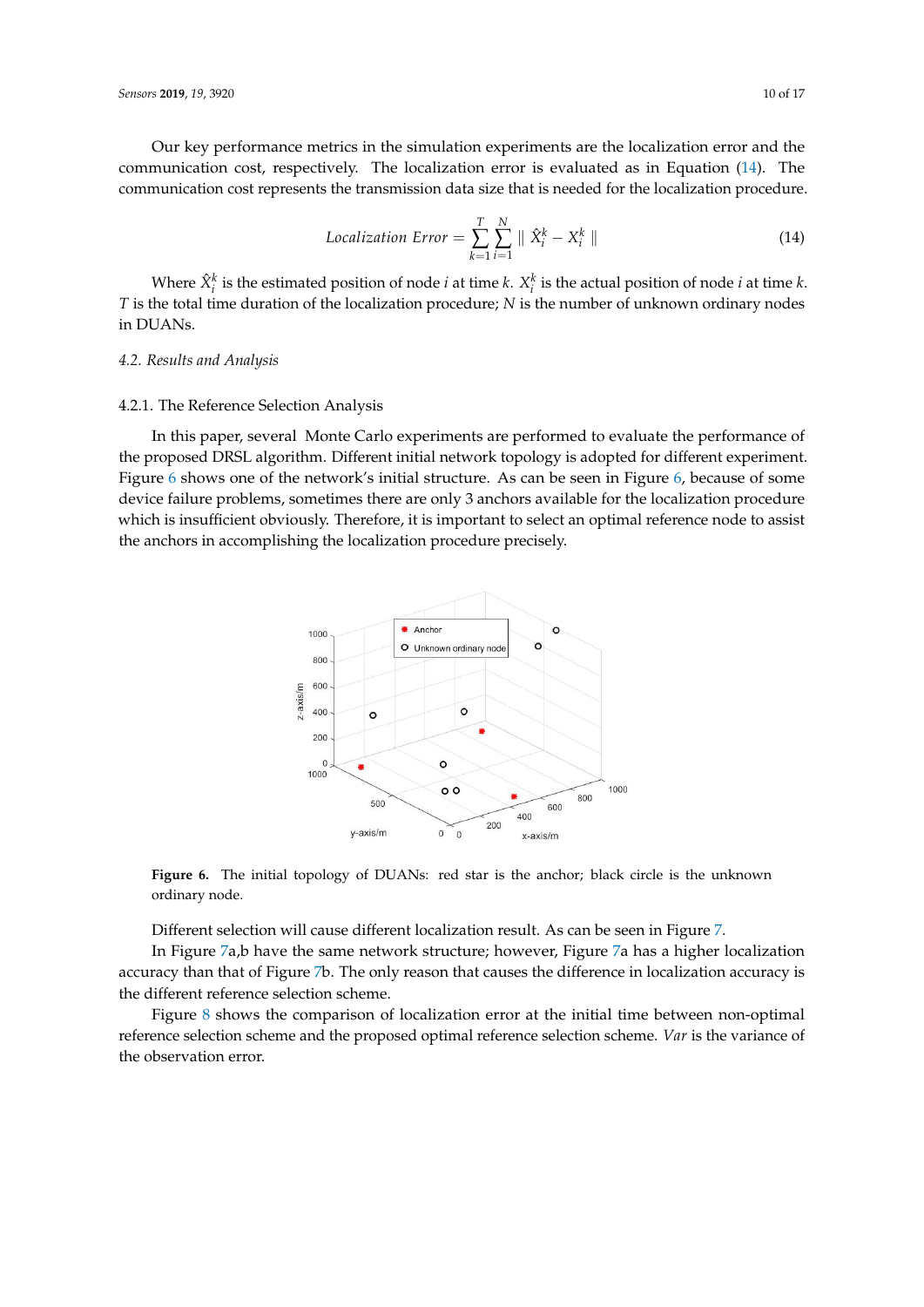Our key performance metrics in the simulation experiments are the localization error and the communication cost, respectively. The localization error is evaluated as in Equation (14). The communication cost represents the transmission data size that is needed for the localization procedure.

$$Localization\ Error = \sum_{k=1}^{T}\sum_{i=1}^{N} \| \hat{X}_i^k - X_i^k \| \tag{14}$$

Where $\hat{X}_i^k$ is the estimated position of node $i$ at time $k$. $X_i^k$ is the actual position of node $i$ at time $k$. $T$ is the total time duration of the localization procedure; $N$ is the number of unknown ordinary nodes in DUANs.

### 4.2. Results and Analysis

#### 4.2.1. The Reference Selection Analysis

In this paper, several Monte Carlo experiments are performed to evaluate the performance of the proposed DRSL algorithm. Different initial network topology is adopted for different experiment. Figure 6 shows one of the network's initial structure. As can be seen in Figure 6, because of some device failure problems, sometimes there are only 3 anchors available for the localization procedure which is insufficient obviously. Therefore, it is important to select an optimal reference node to assist the anchors in accomplishing the localization procedure precisely.

**Figure 6.** The initial topology of DUANs: red star is the anchor; black circle is the unknown ordinary node.

Different selection will cause different localization result. As can be seen in Figure 7.

In Figure 7a,b have the same network structure; however, Figure 7a has a higher localization accuracy than that of Figure 7b. The only reason that causes the difference in localization accuracy is the different reference selection scheme.

Figure 8 shows the comparison of localization error at the initial time between non-optimal reference selection scheme and the proposed optimal reference selection scheme. *Var* is the variance of the observation error.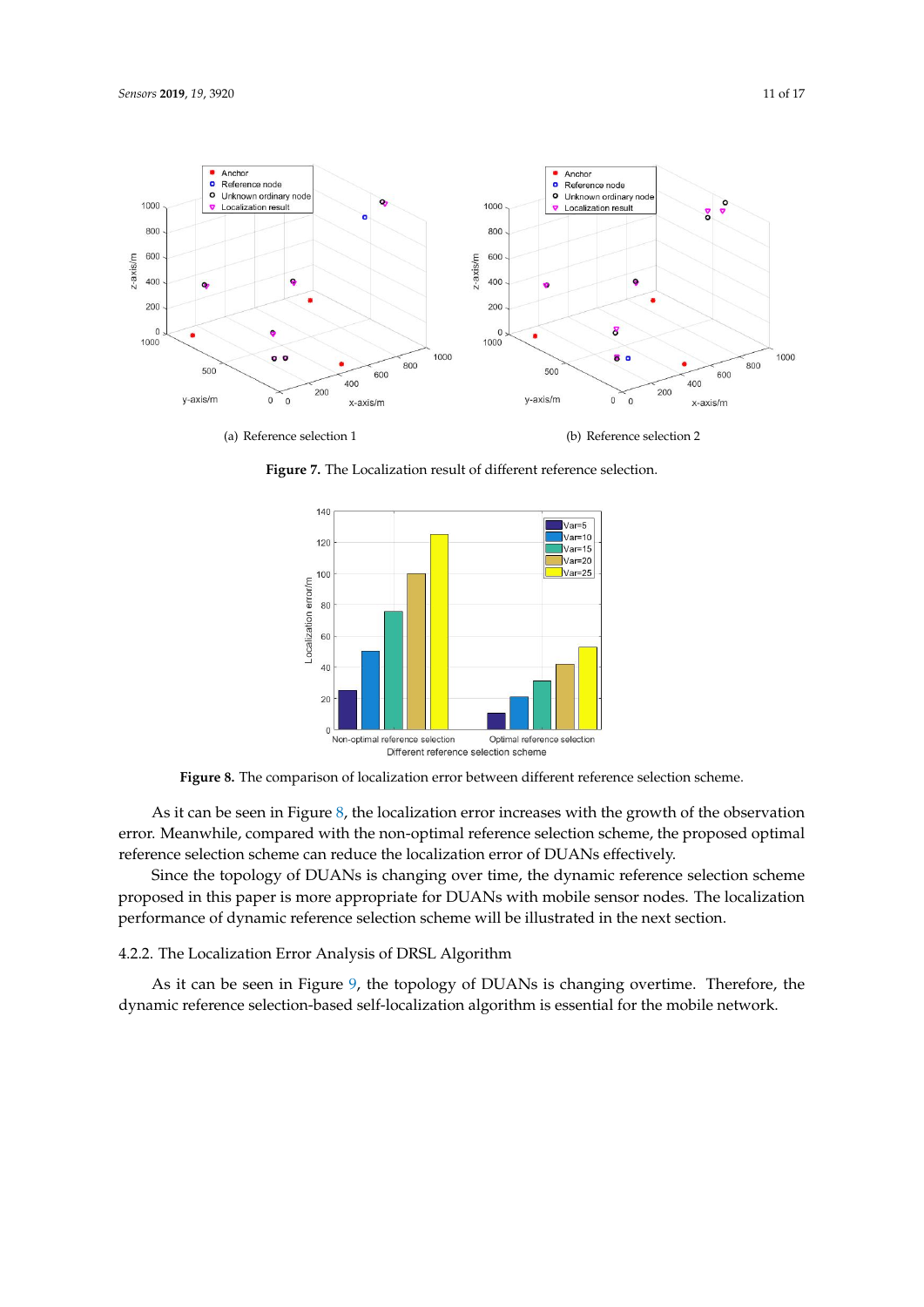(a) Reference selection 1

(b) Reference selection 2

**Figure 7.** The Localization result of different reference selection.

**Figure 8.** The comparison of localization error between different reference selection scheme.

As it can be seen in Figure 8, the localization error increases with the growth of the observation error. Meanwhile, compared with the non-optimal reference selection scheme, the proposed optimal reference selection scheme can reduce the localization error of DUANs effectively.

Since the topology of DUANs is changing over time, the dynamic reference selection scheme proposed in this paper is more appropriate for DUANs with mobile sensor nodes. The localization performance of dynamic reference selection scheme will be illustrated in the next section.

#### 4.2.2. The Localization Error Analysis of DRSL Algorithm

As it can be seen in Figure 9, the topology of DUANs is changing overtime. Therefore, the dynamic reference selection-based self-localization algorithm is essential for the mobile network.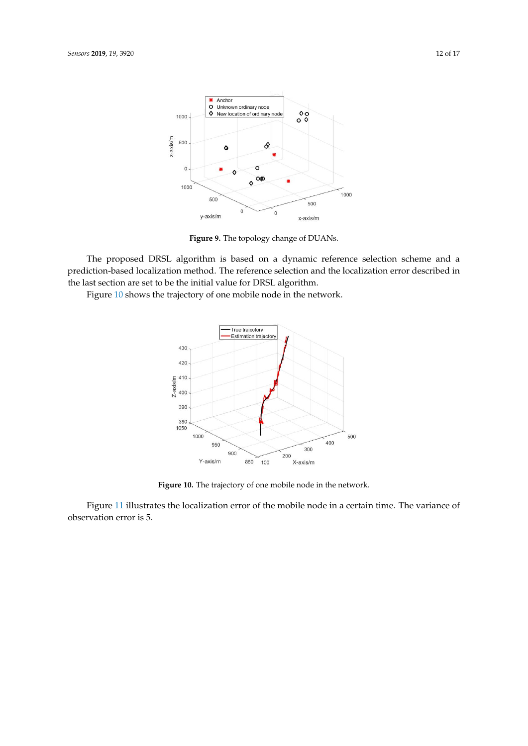**Figure 9.** The topology change of DUANs.

The proposed DRSL algorithm is based on a dynamic reference selection scheme and a prediction-based localization method. The reference selection and the localization error described in the last section are set to be the initial value for DRSL algorithm.

Figure 10 shows the trajectory of one mobile node in the network.

**Figure 10.** The trajectory of one mobile node in the network.

Figure 11 illustrates the localization error of the mobile node in a certain time. The variance of observation error is 5.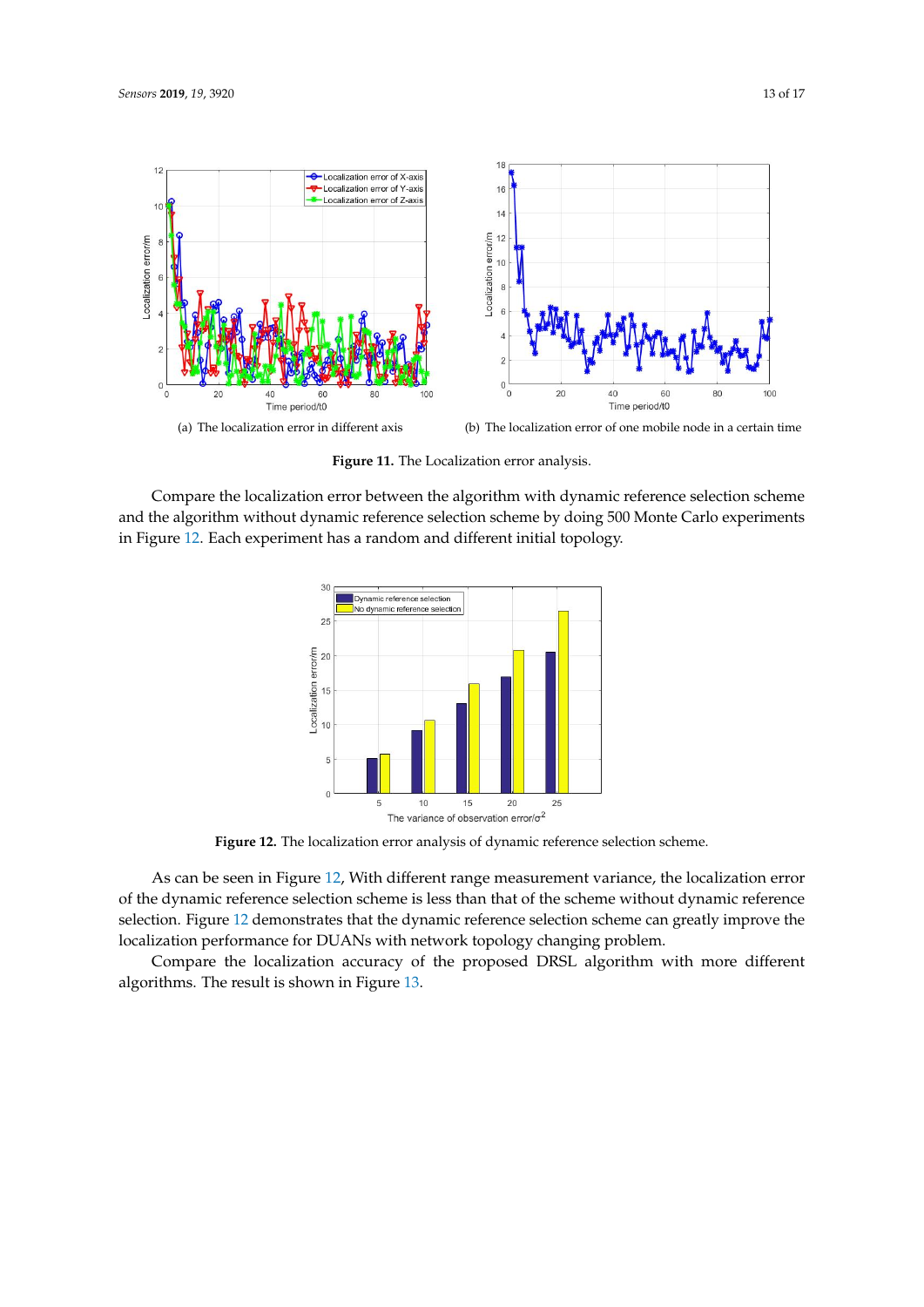(a) The localization error in different axis

(b) The localization error of one mobile node in a certain time

**Figure 11.** The Localization error analysis.

Compare the localization error between the algorithm with dynamic reference selection scheme and the algorithm without dynamic reference selection scheme by doing 500 Monte Carlo experiments in Figure 12. Each experiment has a random and different initial topology.

**Figure 12.** The localization error analysis of dynamic reference selection scheme.

As can be seen in Figure 12, With different range measurement variance, the localization error of the dynamic reference selection scheme is less than that of the scheme without dynamic reference selection. Figure 12 demonstrates that the dynamic reference selection scheme can greatly improve the localization performance for DUANs with network topology changing problem.

Compare the localization accuracy of the proposed DRSL algorithm with more different algorithms. The result is shown in Figure 13.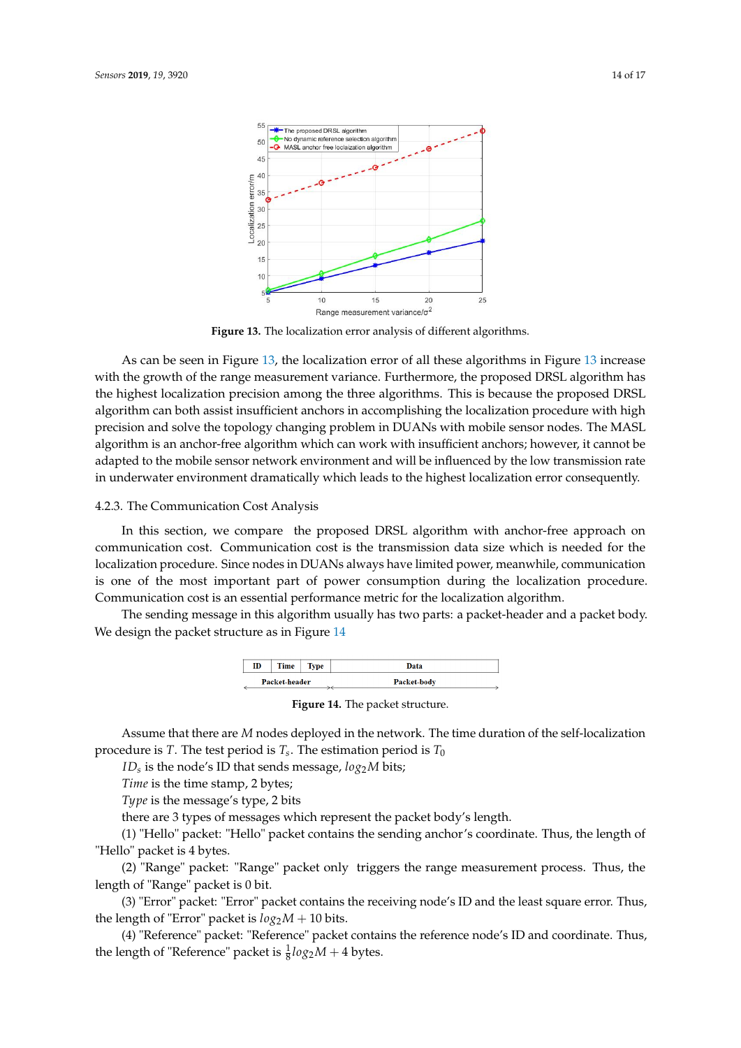Figure 13. The localization error analysis of different algorithms.

As can be seen in Figure 13, the localization error of all these algorithms in Figure 13 increase with the growth of the range measurement variance. Furthermore, the proposed DRSL algorithm has the highest localization precision among the three algorithms. This is because the proposed DRSL algorithm can both assist insufficient anchors in accomplishing the localization procedure with high precision and solve the topology changing problem in DUANs with mobile sensor nodes. The MASL algorithm is an anchor-free algorithm which can work with insufficient anchors; however, it cannot be adapted to the mobile sensor network environment and will be influenced by the low transmission rate in underwater environment dramatically which leads to the highest localization error consequently.

#### 4.2.3. The Communication Cost Analysis

In this section, we compare the proposed DRSL algorithm with anchor-free approach on communication cost. Communication cost is the transmission data size which is needed for the localization procedure. Since nodes in DUANs always have limited power, meanwhile, communication is one of the most important part of power consumption during the localization procedure. Communication cost is an essential performance metric for the localization algorithm.

The sending message in this algorithm usually has two parts: a packet-header and a packet body. We design the packet structure as in Figure 14

| ID | Time | Type | Data |
|---|---|---|---|
| Packet-header | | | Packet-body |

Figure 14. The packet structure.

Assume that there are $M$ nodes deployed in the network. The time duration of the self-localization procedure is $T$. The test period is $T_s$. The estimation period is $T_0$

$ID_s$ is the node's ID that sends message, $log_2 M$ bits;

*Time* is the time stamp, 2 bytes;

*Type* is the message's type, 2 bits

there are 3 types of messages which represent the packet body's length.

(1) "Hello" packet: "Hello" packet contains the sending anchor's coordinate. Thus, the length of "Hello" packet is 4 bytes.

(2) "Range" packet: "Range" packet only triggers the range measurement process. Thus, the length of "Range" packet is 0 bit.

(3) "Error" packet: "Error" packet contains the receiving node's ID and the least square error. Thus, the length of "Error" packet is $log_2 M + 10$ bits.

(4) "Reference" packet: "Reference" packet contains the reference node's ID and coordinate. Thus, the length of "Reference" packet is $\frac{1}{8} log_2 M + 4$ bytes.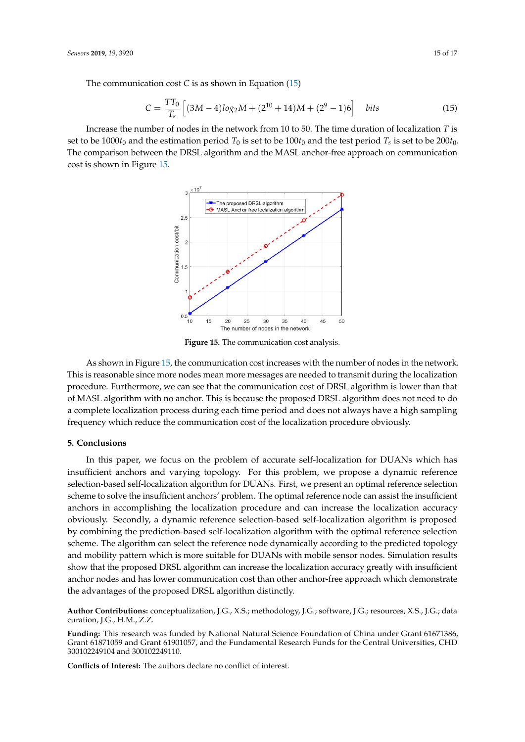The communication cost $C$ is as shown in Equation (15)

$$C = \frac{TT_0}{T_s}\left[(3M-4)log_2 M + (2^{10}+14)M + (2^9-1)6\right] \quad bits \tag{15}$$

Increase the number of nodes in the network from 10 to 50. The time duration of localization $T$ is set to be $1000t_0$ and the estimation period $T_0$ is set to be $100t_0$ and the test period $T_s$ is set to be $200t_0$. The comparison between the DRSL algorithm and the MASL anchor-free approach on communication cost is shown in Figure 15.

**Figure 15.** The communication cost analysis.

As shown in Figure 15, the communication cost increases with the number of nodes in the network. This is reasonable since more nodes mean more messages are needed to transmit during the localization procedure. Furthermore, we can see that the communication cost of DRSL algorithm is lower than that of MASL algorithm with no anchor. This is because the proposed DRSL algorithm does not need to do a complete localization process during each time period and does not always have a high sampling frequency which reduce the communication cost of the localization procedure obviously.

## 5. Conclusions

In this paper, we focus on the problem of accurate self-localization for DUANs which has insufficient anchors and varying topology. For this problem, we propose a dynamic reference selection-based self-localization algorithm for DUANs. First, we present an optimal reference selection scheme to solve the insufficient anchors' problem. The optimal reference node can assist the insufficient anchors in accomplishing the localization procedure and can increase the localization accuracy obviously. Secondly, a dynamic reference selection-based self-localization algorithm is proposed by combining the prediction-based self-localization algorithm with the optimal reference selection scheme. The algorithm can select the reference node dynamically according to the predicted topology and mobility pattern which is more suitable for DUANs with mobile sensor nodes. Simulation results show that the proposed DRSL algorithm can increase the localization accuracy greatly with insufficient anchor nodes and has lower communication cost than other anchor-free approach which demonstrate the advantages of the proposed DRSL algorithm distinctly.

**Author Contributions:** conceptualization, J.G., X.S.; methodology, J.G.; software, J.G.; resources, X.S., J.G.; data curation, J.G., H.M., Z.Z.

**Funding:** This research was funded by National Natural Science Foundation of China under Grant 61671386, Grant 61871059 and Grant 61901057, and the Fundamental Research Funds for the Central Universities, CHD 300102249104 and 300102249110.

**Conflicts of Interest:** The authors declare no conflict of interest.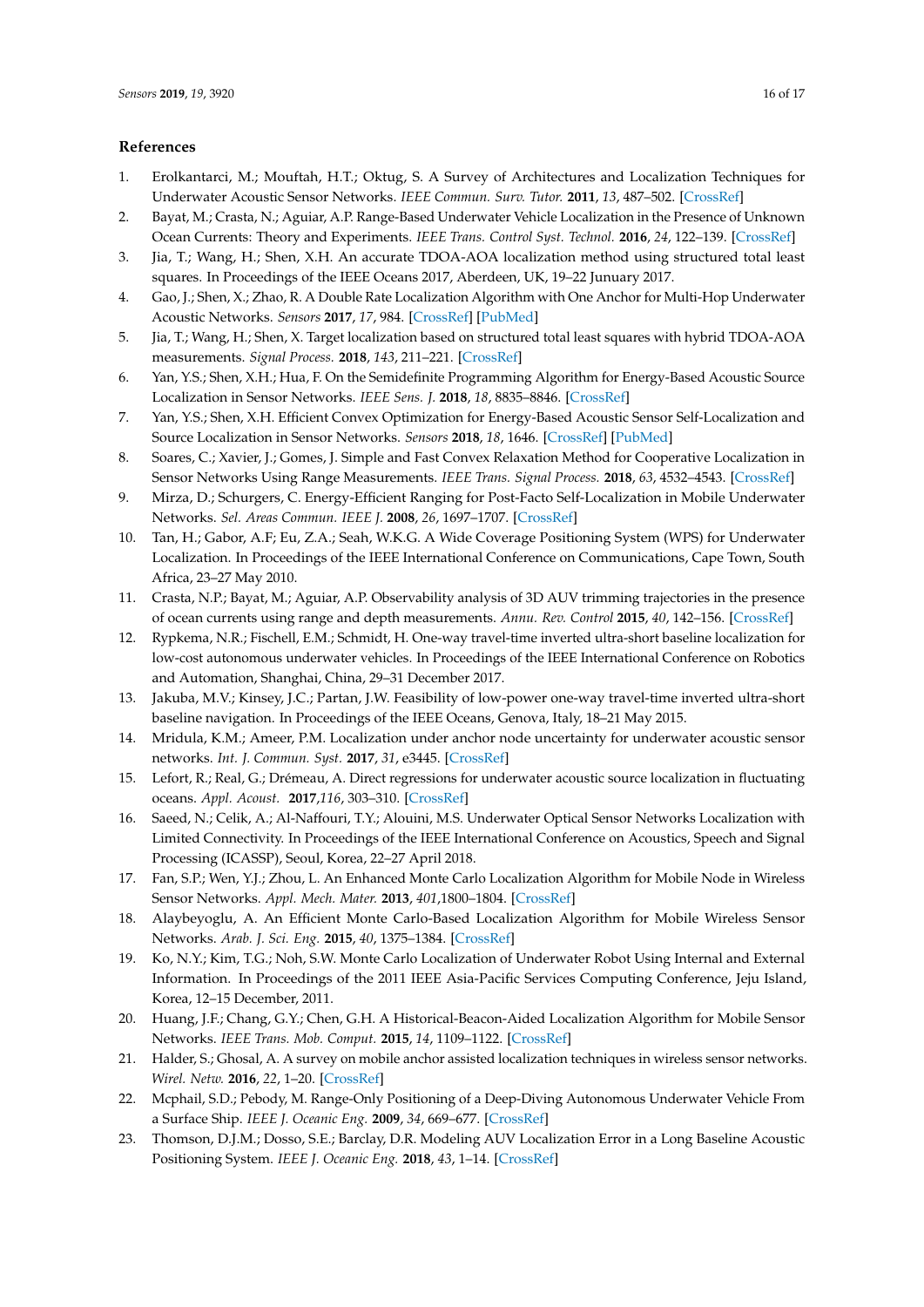## References

1. Erolkantarci, M.; Mouftah, H.T.; Oktug, S. A Survey of Architectures and Localization Techniques for Underwater Acoustic Sensor Networks. *IEEE Commun. Surv. Tutor.* **2011**, *13*, 487–502. [CrossRef]
2. Bayat, M.; Crasta, N.; Aguiar, A.P. Range-Based Underwater Vehicle Localization in the Presence of Unknown Ocean Currents: Theory and Experiments. *IEEE Trans. Control Syst. Technol.* **2016**, *24*, 122–139. [CrossRef]
3. Jia, T.; Wang, H.; Shen, X.H. An accurate TDOA-AOA localization method using structured total least squares. In Proceedings of the IEEE Oceans 2017, Aberdeen, UK, 19–22 January 2017.
4. Gao, J.; Shen, X.; Zhao, R. A Double Rate Localization Algorithm with One Anchor for Multi-Hop Underwater Acoustic Networks. *Sensors* **2017**, *17*, 984. [CrossRef] [PubMed]
5. Jia, T.; Wang, H.; Shen, X. Target localization based on structured total least squares with hybrid TDOA-AOA measurements. *Signal Process.* **2018**, *143*, 211–221. [CrossRef]
6. Yan, Y.S.; Shen, X.H.; Hua, F. On the Semidefinite Programming Algorithm for Energy-Based Acoustic Source Localization in Sensor Networks. *IEEE Sens. J.* **2018**, *18*, 8835–8846. [CrossRef]
7. Yan, Y.S.; Shen, X.H. Efficient Convex Optimization for Energy-Based Acoustic Sensor Self-Localization and Source Localization in Sensor Networks. *Sensors* **2018**, *18*, 1646. [CrossRef] [PubMed]
8. Soares, C.; Xavier, J.; Gomes, J. Simple and Fast Convex Relaxation Method for Cooperative Localization in Sensor Networks Using Range Measurements. *IEEE Trans. Signal Process.* **2018**, *63*, 4532–4543. [CrossRef]
9. Mirza, D.; Schurgers, C. Energy-Efficient Ranging for Post-Facto Self-Localization in Mobile Underwater Networks. *Sel. Areas Commun. IEEE J.* **2008**, *26*, 1697–1707. [CrossRef]
10. Tan, H.; Gabor, A.F; Eu, Z.A.; Seah, W.K.G. A Wide Coverage Positioning System (WPS) for Underwater Localization. In Proceedings of the IEEE International Conference on Communications, Cape Town, South Africa, 23–27 May 2010.
11. Crasta, N.P.; Bayat, M.; Aguiar, A.P. Observability analysis of 3D AUV trimming trajectories in the presence of ocean currents using range and depth measurements. *Annu. Rev. Control* **2015**, *40*, 142–156. [CrossRef]
12. Rypkema, N.R.; Fischell, E.M.; Schmidt, H. One-way travel-time inverted ultra-short baseline localization for low-cost autonomous underwater vehicles. In Proceedings of the IEEE International Conference on Robotics and Automation, Shanghai, China, 29–31 December 2017.
13. Jakuba, M.V.; Kinsey, J.C.; Partan, J.W. Feasibility of low-power one-way travel-time inverted ultra-short baseline navigation. In Proceedings of the IEEE Oceans, Genova, Italy, 18–21 May 2015.
14. Mridula, K.M.; Ameer, P.M. Localization under anchor node uncertainty for underwater acoustic sensor networks. *Int. J. Commun. Syst.* **2017**, *31*, e3445. [CrossRef]
15. Lefort, R.; Real, G.; Drémeau, A. Direct regressions for underwater acoustic source localization in fluctuating oceans. *Appl. Acoust.* **2017**,*116*, 303–310. [CrossRef]
16. Saeed, N.; Celik, A.; Al-Naffouri, T.Y.; Alouini, M.S. Underwater Optical Sensor Networks Localization with Limited Connectivity. In Proceedings of the IEEE International Conference on Acoustics, Speech and Signal Processing (ICASSP), Seoul, Korea, 22–27 April 2018.
17. Fan, S.P.; Wen, Y.J.; Zhou, L. An Enhanced Monte Carlo Localization Algorithm for Mobile Node in Wireless Sensor Networks. *Appl. Mech. Mater.* **2013**, *401*,1800–1804. [CrossRef]
18. Alaybeyoglu, A. An Efficient Monte Carlo-Based Localization Algorithm for Mobile Wireless Sensor Networks. *Arab. J. Sci. Eng.* **2015**, *40*, 1375–1384. [CrossRef]
19. Ko, N.Y.; Kim, T.G.; Noh, S.W. Monte Carlo Localization of Underwater Robot Using Internal and External Information. In Proceedings of the 2011 IEEE Asia-Pacific Services Computing Conference, Jeju Island, Korea, 12–15 December, 2011.
20. Huang, J.F.; Chang, G.Y.; Chen, G.H. A Historical-Beacon-Aided Localization Algorithm for Mobile Sensor Networks. *IEEE Trans. Mob. Comput.* **2015**, *14*, 1109–1122. [CrossRef]
21. Halder, S.; Ghosal, A. A survey on mobile anchor assisted localization techniques in wireless sensor networks. *Wirel. Netw.* **2016**, *22*, 1–20. [CrossRef]
22. Mcphail, S.D.; Pebody, M. Range-Only Positioning of a Deep-Diving Autonomous Underwater Vehicle From a Surface Ship. *IEEE J. Oceanic Eng.* **2009**, *34*, 669–677. [CrossRef]
23. Thomson, D.J.M.; Dosso, S.E.; Barclay, D.R. Modeling AUV Localization Error in a Long Baseline Acoustic Positioning System. *IEEE J. Oceanic Eng.* **2018**, *43*, 1–14. [CrossRef]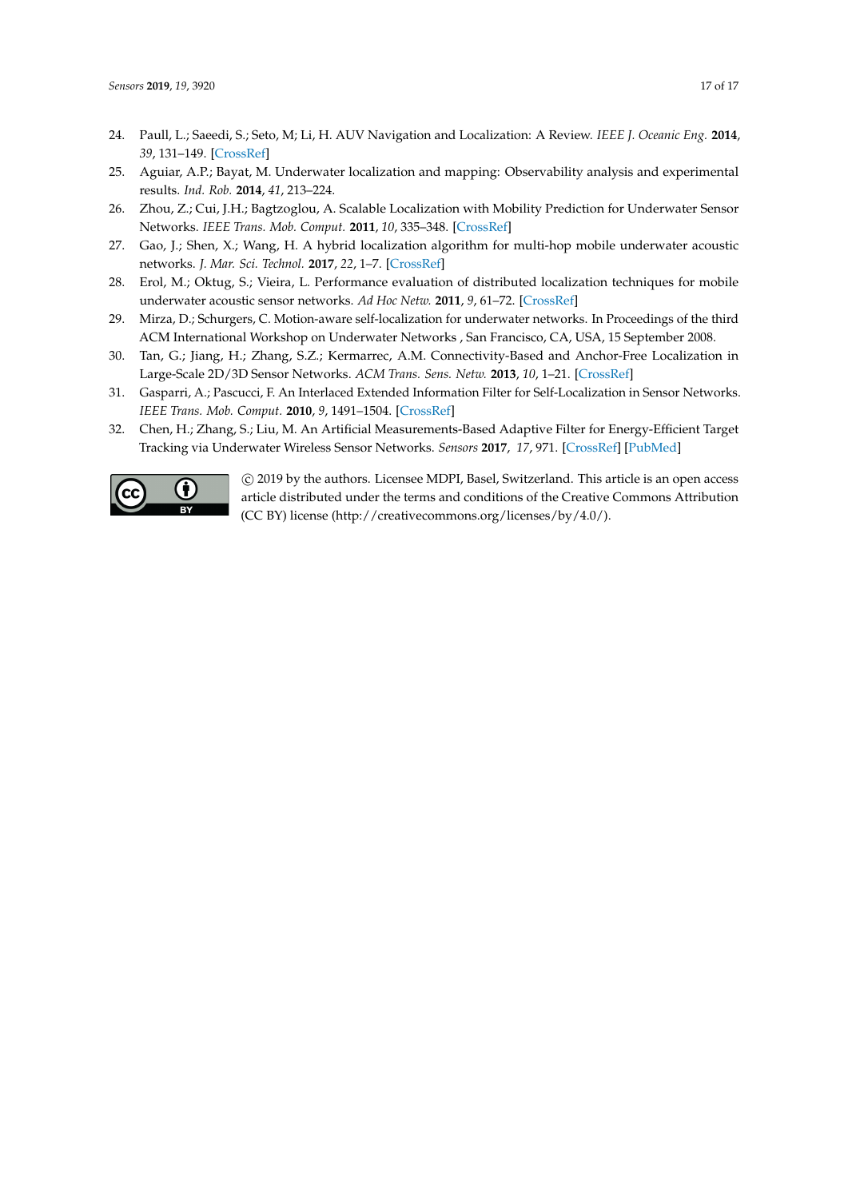24. Paull, L.; Saeedi, S.; Seto, M; Li, H. AUV Navigation and Localization: A Review. *IEEE J. Oceanic Eng.* **2014**, *39*, 131–149. [CrossRef]
25. Aguiar, A.P.; Bayat, M. Underwater localization and mapping: Observability analysis and experimental results. *Ind. Rob.* **2014**, *41*, 213–224.
26. Zhou, Z.; Cui, J.H.; Bagtzoglou, A. Scalable Localization with Mobility Prediction for Underwater Sensor Networks. *IEEE Trans. Mob. Comput.* **2011**, *10*, 335–348. [CrossRef]
27. Gao, J.; Shen, X.; Wang, H. A hybrid localization algorithm for multi-hop mobile underwater acoustic networks. *J. Mar. Sci. Technol.* **2017**, *22*, 1–7. [CrossRef]
28. Erol, M.; Oktug, S.; Vieira, L. Performance evaluation of distributed localization techniques for mobile underwater acoustic sensor networks. *Ad Hoc Netw.* **2011**, *9*, 61–72. [CrossRef]
29. Mirza, D.; Schurgers, C. Motion-aware self-localization for underwater networks. In Proceedings of the third ACM International Workshop on Underwater Networks , San Francisco, CA, USA, 15 September 2008.
30. Tan, G.; Jiang, H.; Zhang, S.Z.; Kermarrec, A.M. Connectivity-Based and Anchor-Free Localization in Large-Scale 2D/3D Sensor Networks. *ACM Trans. Sens. Netw.* **2013**, *10*, 1–21. [CrossRef]
31. Gasparri, A.; Pascucci, F. An Interlaced Extended Information Filter for Self-Localization in Sensor Networks. *IEEE Trans. Mob. Comput.* **2010**, *9*, 1491–1504. [CrossRef]
32. Chen, H.; Zhang, S.; Liu, M. An Artificial Measurements-Based Adaptive Filter for Energy-Efficient Target Tracking via Underwater Wireless Sensor Networks. *Sensors* **2017**, *17*, 971. [CrossRef] [PubMed]

© 2019 by the authors. Licensee MDPI, Basel, Switzerland. This article is an open access article distributed under the terms and conditions of the Creative Commons Attribution (CC BY) license (http://creativecommons.org/licenses/by/4.0/).